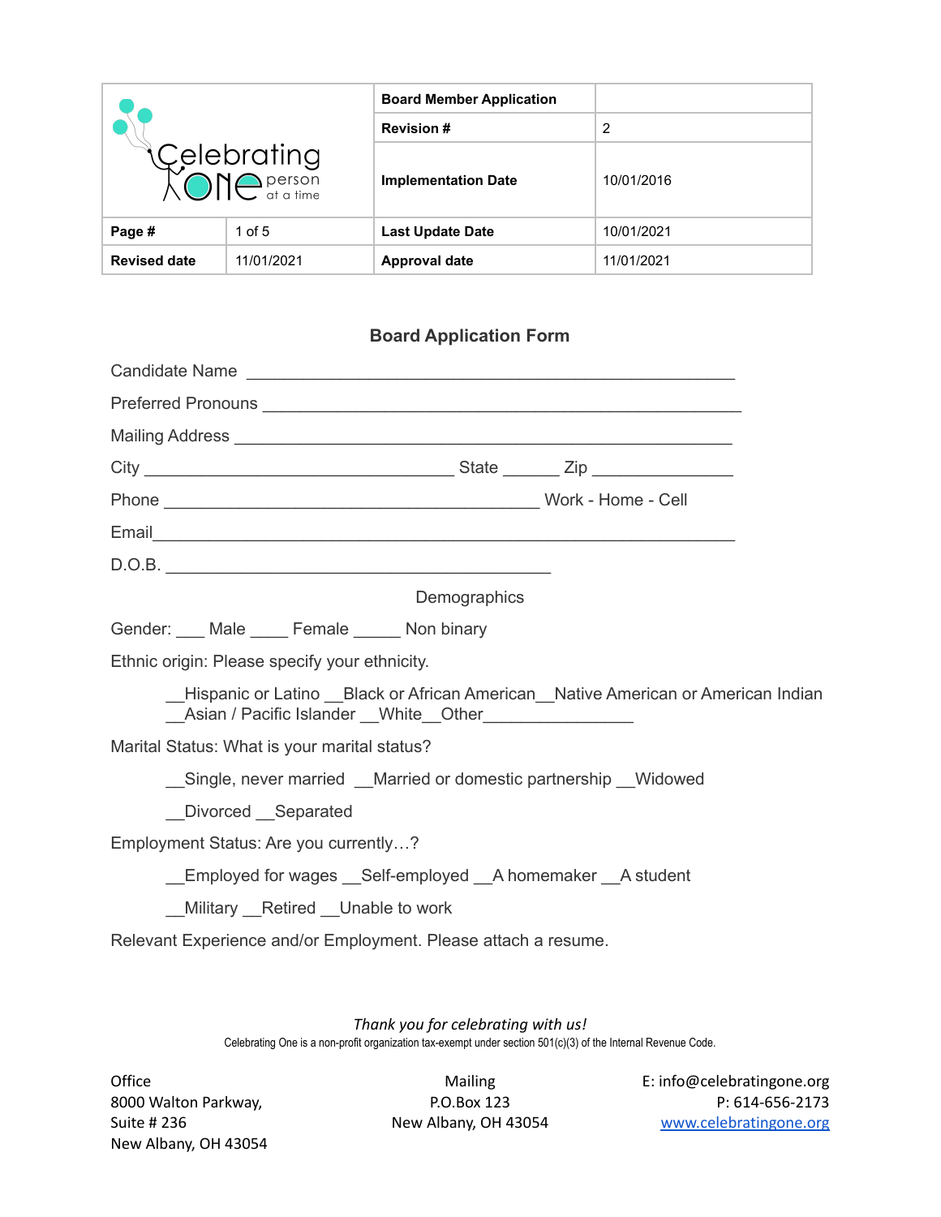| Celebrating One person at a time | | Board Member Application | |
|---|---|---|---|
| | | **Revision #** | 2 |
| | | **Implementation Date** | 10/01/2016 |
| **Page #** | 1 of 5 | **Last Update Date** | 10/01/2021 |
| **Revised date** | 11/01/2021 | **Approval date** | 11/01/2021 |

## Board Application Form

Candidate Name ____________________________________________________

Preferred Pronouns ____________________________________________________

Mailing Address ____________________________________________________

City ___________________________________ State ______ Zip _______________

Phone __________________________________________ Work - Home - Cell

Email_________________________________________________________________

D.O.B. ___________________________________________

Demographics

Gender: ___ Male ____ Female _____ Non binary

Ethnic origin: Please specify your ethnicity.

__Hispanic or Latino __Black or African American__Native American or American Indian
__Asian / Pacific Islander __White__Other________________

Marital Status: What is your marital status?

__Single, never married __Married or domestic partnership __Widowed

__Divorced __Separated

Employment Status: Are you currently…?

__Employed for wages __Self-employed __A homemaker __A student

__Military __Retired __Unable to work

Relevant Experience and/or Employment. Please attach a resume.

*Thank you for celebrating with us!*

Celebrating One is a non-profit organization tax-exempt under section 501(c)(3) of the Internal Revenue Code.

Office
8000 Walton Parkway,
Suite # 236
New Albany, OH 43054

Mailing
P.O.Box 123
New Albany, OH 43054

E: info@celebratingone.org
P: 614-656-2173
www.celebratingone.org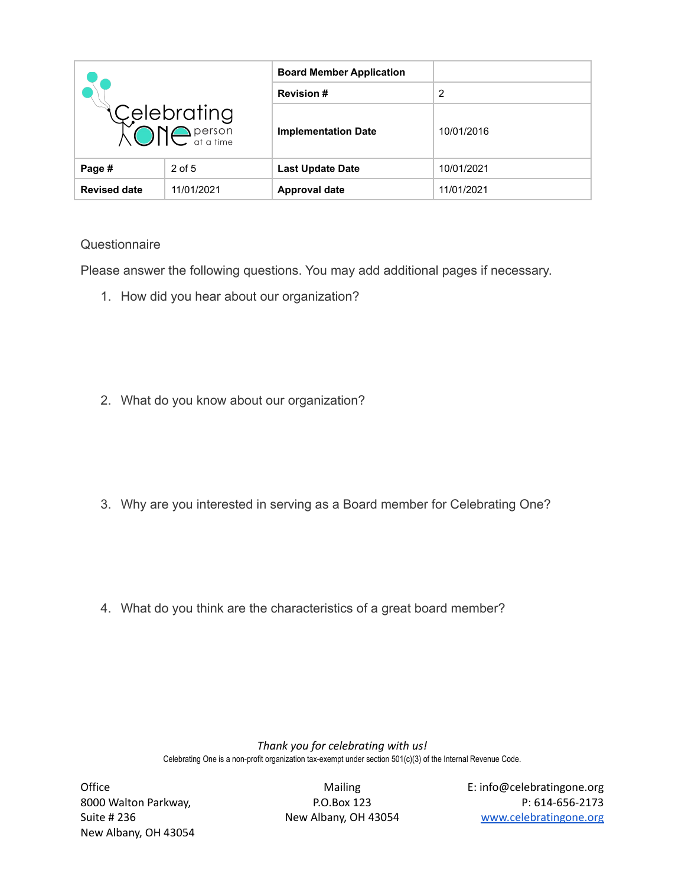| Celebrating One person at a time | | Board Member Application | |
|---|---|---|---|
| | | Revision # | 2 |
| | | Implementation Date | 10/01/2016 |
| Page # | 2 of 5 | Last Update Date | 10/01/2021 |
| Revised date | 11/01/2021 | Approval date | 11/01/2021 |

Questionnaire

Please answer the following questions. You may add additional pages if necessary.

1. How did you hear about our organization?

2. What do you know about our organization?

3. Why are you interested in serving as a Board member for Celebrating One?

4. What do you think are the characteristics of a great board member?

*Thank you for celebrating with us!*

Celebrating One is a non-profit organization tax-exempt under section 501(c)(3) of the Internal Revenue Code.

Office
8000 Walton Parkway,
Suite # 236
New Albany, OH 43054

Mailing
P.O.Box 123
New Albany, OH 43054

E: info@celebratingone.org
P: 614-656-2173
www.celebratingone.org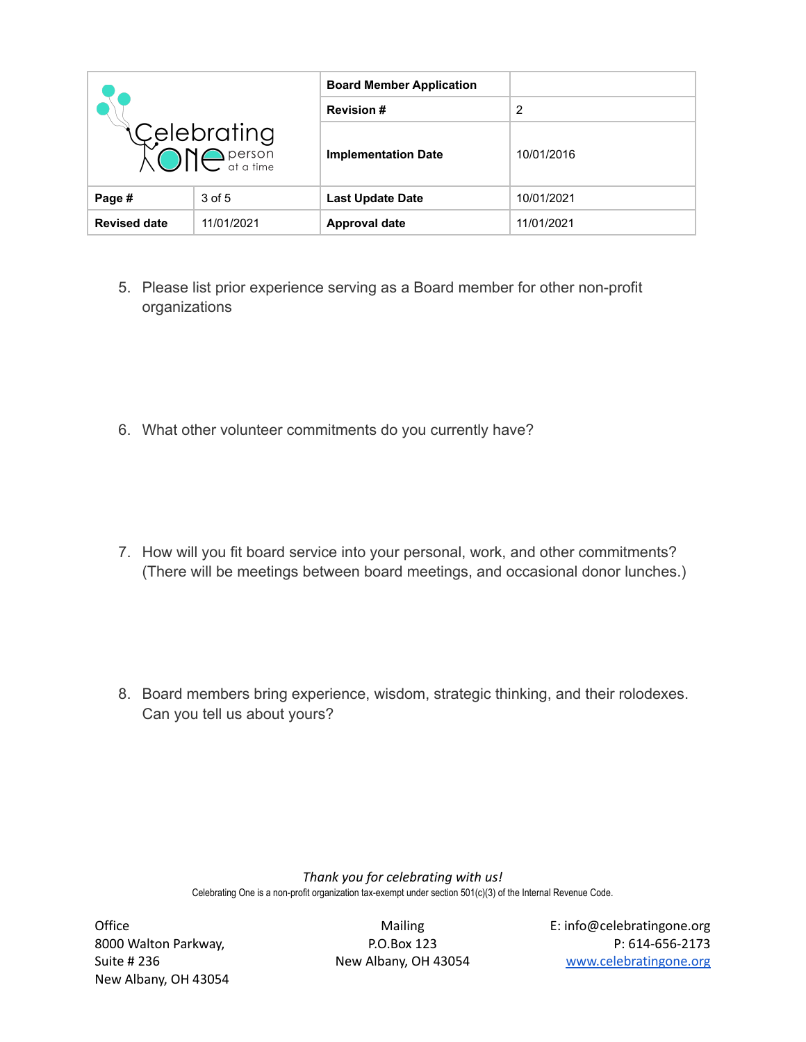5. Please list prior experience serving as a Board member for other non-profit organizations

6. What other volunteer commitments do you currently have?

7. How will you fit board service into your personal, work, and other commitments? (There will be meetings between board meetings, and occasional donor lunches.)

8. Board members bring experience, wisdom, strategic thinking, and their rolodexes. Can you tell us about yours?

*Thank you for celebrating with us!*

Celebrating One is a non-profit organization tax-exempt under section 501(c)(3) of the Internal Revenue Code.

Office
8000 Walton Parkway,
Suite # 236
New Albany, OH 43054

Mailing
P.O.Box 123
New Albany, OH 43054

E: info@celebratingone.org
P: 614-656-2173
www.celebratingone.org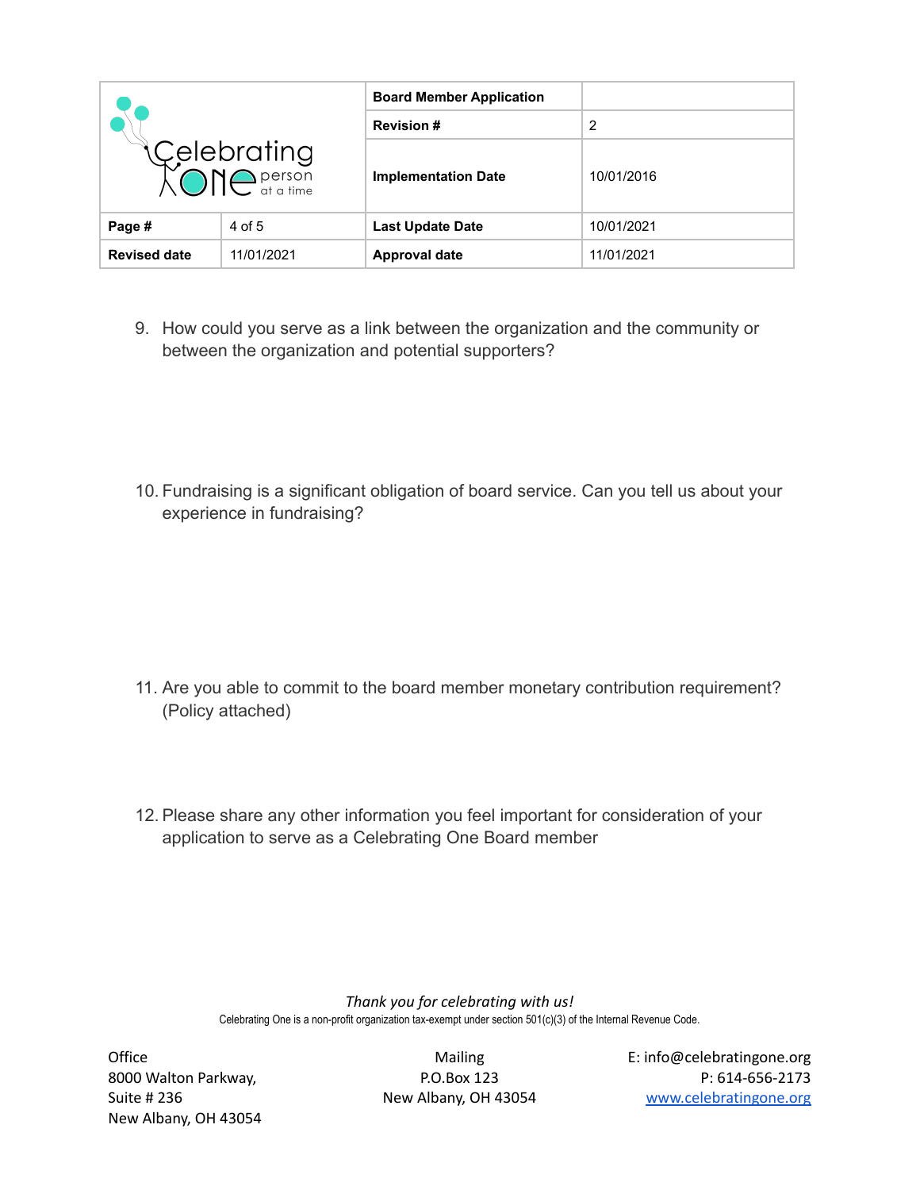9. How could you serve as a link between the organization and the community or between the organization and potential supporters?

10. Fundraising is a significant obligation of board service. Can you tell us about your experience in fundraising?

11. Are you able to commit to the board member monetary contribution requirement? (Policy attached)

12. Please share any other information you feel important for consideration of your application to serve as a Celebrating One Board member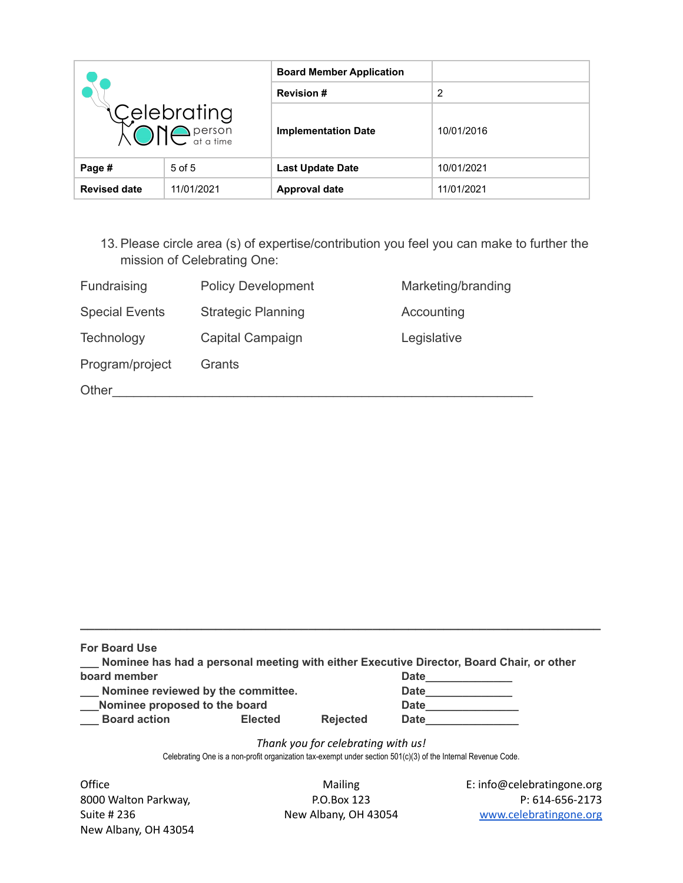| Celebrating One person at a time | | Board Member Application | |
|---|---|---|---|
| | | Revision # | 2 |
| | | Implementation Date | 10/01/2016 |
| **Page #** | 5 of 5 | **Last Update Date** | 10/01/2021 |
| **Revised date** | 11/01/2021 | **Approval date** | 11/01/2021 |

13. Please circle area (s) of expertise/contribution you feel you can make to further the mission of Celebrating One:

| | | |
|---|---|---|
| Fundraising | Policy Development | Marketing/branding |
| Special Events | Strategic Planning | Accounting |
| Technology | Capital Campaign | Legislative |
| Program/project | Grants | |

Other_______________________________________________________________

---

**For Board Use**

**___ Nominee has had a personal meeting with either Executive Director, Board Chair, or other board member** **Date______________**

**___ Nominee reviewed by the committee.** **Date______________**

**___Nominee proposed to the board** **Date_______________**

**___ Board action** **Elected** **Rejected** **Date_______________**

*Thank you for celebrating with us!*

Celebrating One is a non-profit organization tax-exempt under section 501(c)(3) of the Internal Revenue Code.

Office
8000 Walton Parkway,
Suite # 236
New Albany, OH 43054

Mailing
P.O.Box 123
New Albany, OH 43054

E: info@celebratingone.org
P: 614-656-2173
www.celebratingone.org